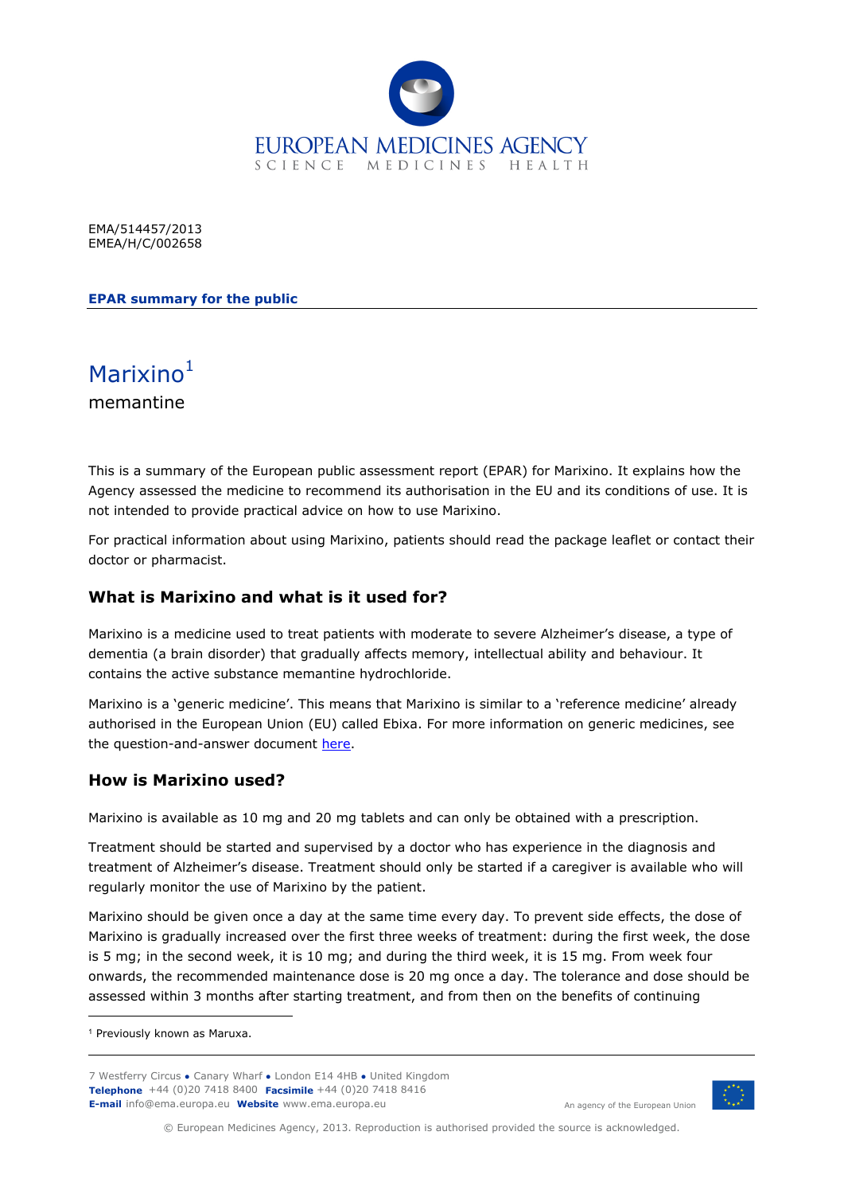EMA/514457/2013
EMEA/H/C/002658

**EPAR summary for the public**

# Marixino[1]

memantine

This is a summary of the European public assessment report (EPAR) for Marixino. It explains how the Agency assessed the medicine to recommend its authorisation in the EU and its conditions of use. It is not intended to provide practical advice on how to use Marixino.

For practical information about using Marixino, patients should read the package leaflet or contact their doctor or pharmacist.

## What is Marixino and what is it used for?

Marixino is a medicine used to treat patients with moderate to severe Alzheimer's disease, a type of dementia (a brain disorder) that gradually affects memory, intellectual ability and behaviour. It contains the active substance memantine hydrochloride.

Marixino is a 'generic medicine'. This means that Marixino is similar to a 'reference medicine' already authorised in the European Union (EU) called Ebixa. For more information on generic medicines, see the question-and-answer document here.

## How is Marixino used?

Marixino is available as 10 mg and 20 mg tablets and can only be obtained with a prescription.

Treatment should be started and supervised by a doctor who has experience in the diagnosis and treatment of Alzheimer's disease. Treatment should only be started if a caregiver is available who will regularly monitor the use of Marixino by the patient.

Marixino should be given once a day at the same time every day. To prevent side effects, the dose of Marixino is gradually increased over the first three weeks of treatment: during the first week, the dose is 5 mg; in the second week, it is 10 mg; and during the third week, it is 15 mg. From week four onwards, the recommended maintenance dose is 20 mg once a day. The tolerance and dose should be assessed within 3 months after starting treatment, and from then on the benefits of continuing

[1] Previously known as Maruxa.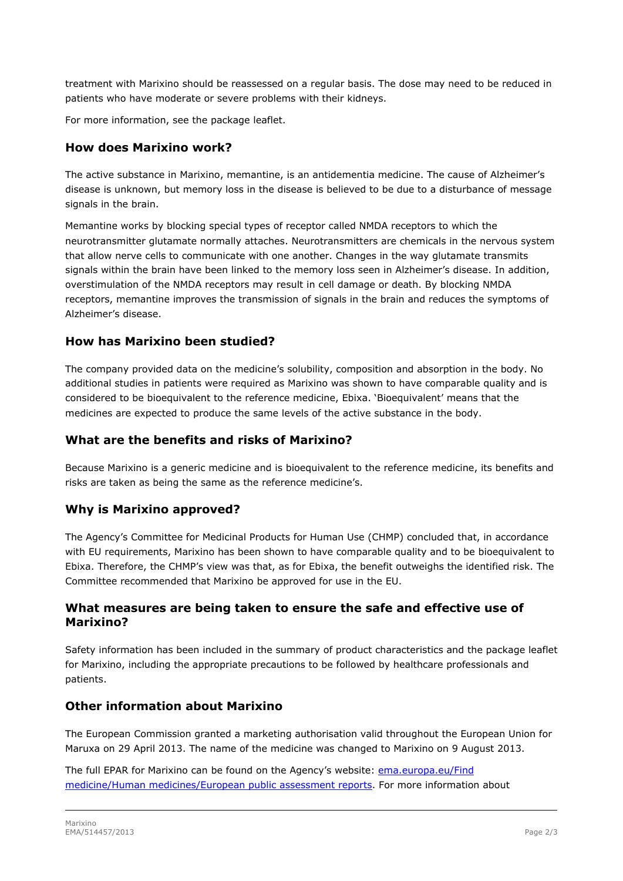treatment with Marixino should be reassessed on a regular basis. The dose may need to be reduced in patients who have moderate or severe problems with their kidneys.

For more information, see the package leaflet.

## How does Marixino work?

The active substance in Marixino, memantine, is an antidementia medicine. The cause of Alzheimer's disease is unknown, but memory loss in the disease is believed to be due to a disturbance of message signals in the brain.

Memantine works by blocking special types of receptor called NMDA receptors to which the neurotransmitter glutamate normally attaches. Neurotransmitters are chemicals in the nervous system that allow nerve cells to communicate with one another. Changes in the way glutamate transmits signals within the brain have been linked to the memory loss seen in Alzheimer's disease. In addition, overstimulation of the NMDA receptors may result in cell damage or death. By blocking NMDA receptors, memantine improves the transmission of signals in the brain and reduces the symptoms of Alzheimer's disease.

## How has Marixino been studied?

The company provided data on the medicine's solubility, composition and absorption in the body. No additional studies in patients were required as Marixino was shown to have comparable quality and is considered to be bioequivalent to the reference medicine, Ebixa. 'Bioequivalent' means that the medicines are expected to produce the same levels of the active substance in the body.

## What are the benefits and risks of Marixino?

Because Marixino is a generic medicine and is bioequivalent to the reference medicine, its benefits and risks are taken as being the same as the reference medicine's.

## Why is Marixino approved?

The Agency's Committee for Medicinal Products for Human Use (CHMP) concluded that, in accordance with EU requirements, Marixino has been shown to have comparable quality and to be bioequivalent to Ebixa. Therefore, the CHMP's view was that, as for Ebixa, the benefit outweighs the identified risk. The Committee recommended that Marixino be approved for use in the EU.

## What measures are being taken to ensure the safe and effective use of Marixino?

Safety information has been included in the summary of product characteristics and the package leaflet for Marixino, including the appropriate precautions to be followed by healthcare professionals and patients.

## Other information about Marixino

The European Commission granted a marketing authorisation valid throughout the European Union for Maruxa on 29 April 2013. The name of the medicine was changed to Marixino on 9 August 2013.

The full EPAR for Marixino can be found on the Agency's website: ema.europa.eu/Find medicine/Human medicines/European public assessment reports. For more information about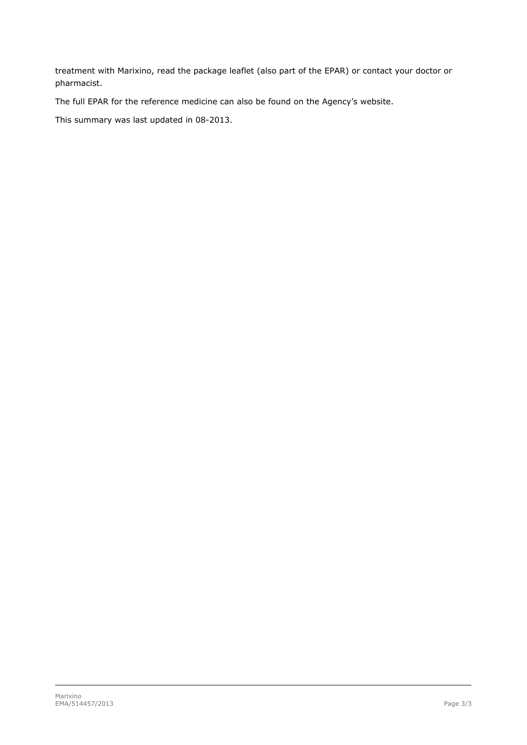treatment with Marixino, read the package leaflet (also part of the EPAR) or contact your doctor or pharmacist.

The full EPAR for the reference medicine can also be found on the Agency's website.

This summary was last updated in 08-2013.